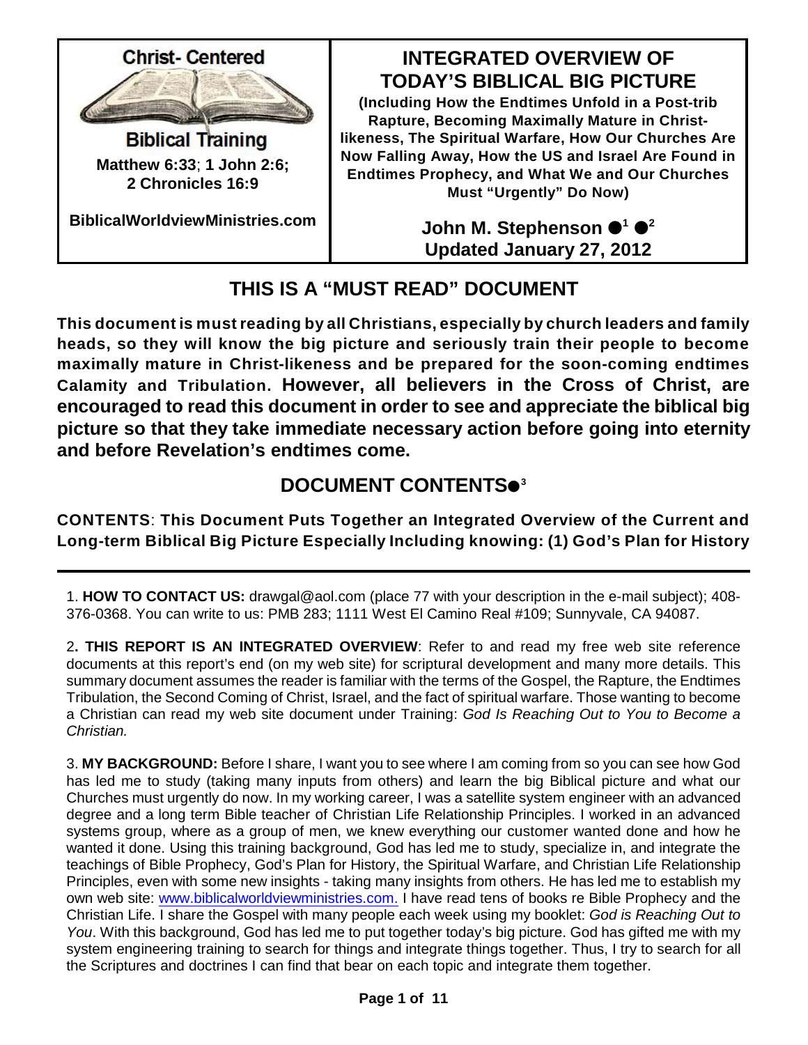**Christ- Centered**

**Biblical Training**

**Matthew 6:33**; **1 John 2:6; 2 Chronicles 16:9**

**BiblicalWorldviewMinistries.com**

# INTEGRATED OVERVIEW OF TODAY'S BIBLICAL BIG PICTURE

**(Including How the Endtimes Unfold in a Post-trib Rapture, Becoming Maximally Mature in Christ-likeness, The Spiritual Warfare, How Our Churches Are Now Falling Away, How the US and Israel Are Found in Endtimes Prophecy, and What We and Our Churches Must "Urgently" Do Now)**

**John M. Stephenson ●[1] ●[2]**
**Updated January 27, 2012**

## THIS IS A "MUST READ" DOCUMENT

**This document is must reading by all Christians, especially by church leaders and family heads, so they will know the big picture and seriously train their people to become maximally mature in Christ-likeness and be prepared for the soon-coming endtimes Calamity and Tribulation. However, all believers in the Cross of Christ, are encouraged to read this document in order to see and appreciate the biblical big picture so that they take immediate necessary action before going into eternity and before Revelation's endtimes come.**

## DOCUMENT CONTENTS●[3]

**CONTENTS**: **This Document Puts Together an Integrated Overview of the Current and Long-term Biblical Big Picture Especially Including knowing: (1) God's Plan for History**

---

1. **HOW TO CONTACT US:** drawgal@aol.com (place 77 with your description in the e-mail subject); 408-376-0368. You can write to us: PMB 283; 1111 West El Camino Real #109; Sunnyvale, CA 94087.

2**. THIS REPORT IS AN INTEGRATED OVERVIEW**: Refer to and read my free web site reference documents at this report's end (on my web site) for scriptural development and many more details. This summary document assumes the reader is familiar with the terms of the Gospel, the Rapture, the Endtimes Tribulation, the Second Coming of Christ, Israel, and the fact of spiritual warfare. Those wanting to become a Christian can read my web site document under Training: *God Is Reaching Out to You to Become a Christian.*

3. **MY BACKGROUND:** Before I share, I want you to see where I am coming from so you can see how God has led me to study (taking many inputs from others) and learn the big Biblical picture and what our Churches must urgently do now. In my working career, I was a satellite system engineer with an advanced degree and a long term Bible teacher of Christian Life Relationship Principles. I worked in an advanced systems group, where as a group of men, we knew everything our customer wanted done and how he wanted it done. Using this training background, God has led me to study, specialize in, and integrate the teachings of Bible Prophecy, God's Plan for History, the Spiritual Warfare, and Christian Life Relationship Principles, even with some new insights - taking many insights from others. He has led me to establish my own web site: www.biblicalworldviewministries.com. I have read tens of books re Bible Prophecy and the Christian Life. I share the Gospel with many people each week using my booklet: *God is Reaching Out to You*. With this background, God has led me to put together today's big picture. God has gifted me with my system engineering training to search for things and integrate things together. Thus, I try to search for all the Scriptures and doctrines I can find that bear on each topic and integrate them together.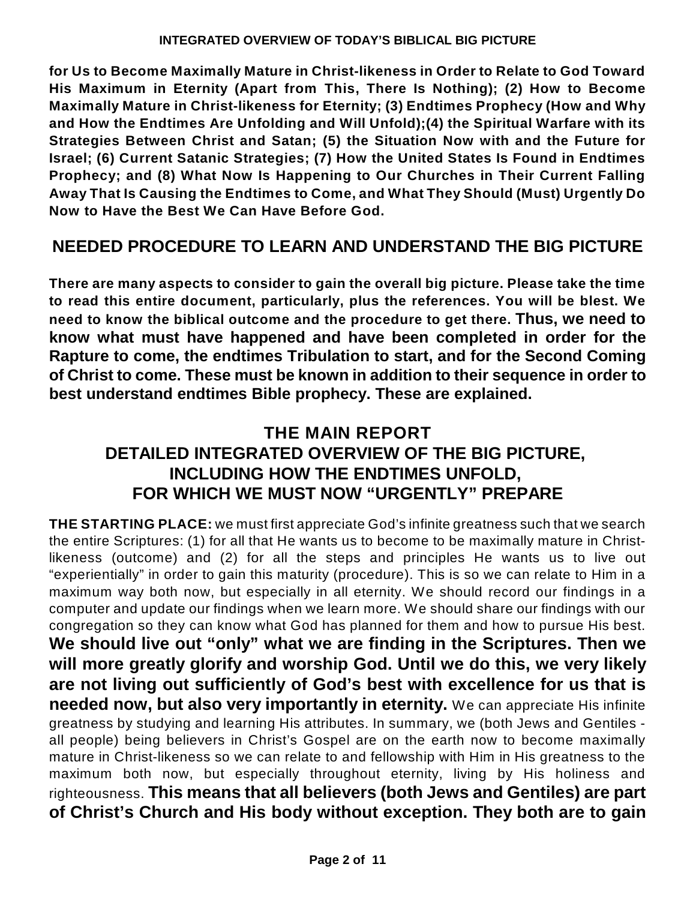**for Us to Become Maximally Mature in Christ-likeness in Order to Relate to God Toward His Maximum in Eternity (Apart from This, There Is Nothing); (2) How to Become Maximally Mature in Christ-likeness for Eternity; (3) Endtimes Prophecy (How and Why and How the Endtimes Are Unfolding and Will Unfold);(4) the Spiritual Warfare with its Strategies Between Christ and Satan; (5) the Situation Now with and the Future for Israel; (6) Current Satanic Strategies; (7) How the United States Is Found in Endtimes Prophecy; and (8) What Now Is Happening to Our Churches in Their Current Falling Away That Is Causing the Endtimes to Come, and What They Should (Must) Urgently Do Now to Have the Best We Can Have Before God.**

## NEEDED PROCEDURE TO LEARN AND UNDERSTAND THE BIG PICTURE

**There are many aspects to consider to gain the overall big picture. Please take the time to read this entire document, particularly, plus the references. You will be blest. We need to know the biblical outcome and the procedure to get there. Thus, we need to know what must have happened and have been completed in order for the Rapture to come, the endtimes Tribulation to start, and for the Second Coming of Christ to come. These must be known in addition to their sequence in order to best understand endtimes Bible prophecy. These are explained.**

## THE MAIN REPORT
## DETAILED INTEGRATED OVERVIEW OF THE BIG PICTURE, INCLUDING HOW THE ENDTIMES UNFOLD, FOR WHICH WE MUST NOW "URGENTLY" PREPARE

**THE STARTING PLACE:** we must first appreciate God's infinite greatness such that we search the entire Scriptures: (1) for all that He wants us to become to be maximally mature in Christ-likeness (outcome) and (2) for all the steps and principles He wants us to live out "experientially" in order to gain this maturity (procedure). This is so we can relate to Him in a maximum way both now, but especially in all eternity. We should record our findings in a computer and update our findings when we learn more. We should share our findings with our congregation so they can know what God has planned for them and how to pursue His best. **We should live out "only" what we are finding in the Scriptures. Then we will more greatly glorify and worship God. Until we do this, we very likely are not living out sufficiently of God's best with excellence for us that is needed now, but also very importantly in eternity.** We can appreciate His infinite greatness by studying and learning His attributes. In summary, we (both Jews and Gentiles - all people) being believers in Christ's Gospel are on the earth now to become maximally mature in Christ-likeness so we can relate to and fellowship with Him in His greatness to the maximum both now, but especially throughout eternity, living by His holiness and righteousness. **This means that all believers (both Jews and Gentiles) are part of Christ's Church and His body without exception. They both are to gain**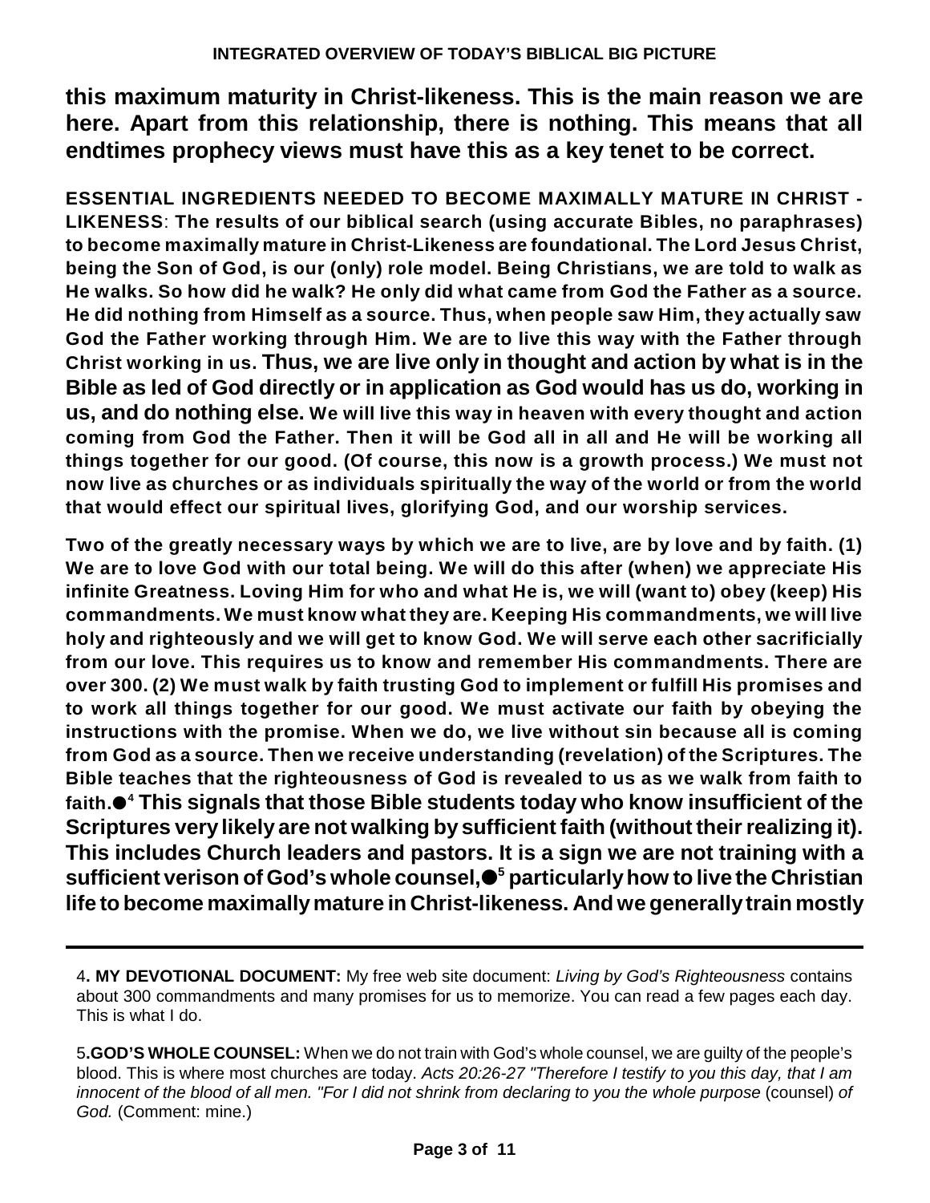**this maximum maturity in Christ-likeness. This is the main reason we are here. Apart from this relationship, there is nothing. This means that all endtimes prophecy views must have this as a key tenet to be correct.**

**ESSENTIAL INGREDIENTS NEEDED TO BECOME MAXIMALLY MATURE IN CHRIST - LIKENESS**: **The results of our biblical search (using accurate Bibles, no paraphrases) to become maximally mature in Christ-Likeness are foundational. The Lord Jesus Christ, being the Son of God, is our (only) role model. Being Christians, we are told to walk as He walks. So how did he walk? He only did what came from God the Father as a source. He did nothing from Himself as a source. Thus, when people saw Him, they actually saw God the Father working through Him. We are to live this way with the Father through Christ working in us. Thus, we are live only in thought and action by what is in the Bible as led of God directly or in application as God would has us do, working in us, and do nothing else. We will live this way in heaven with every thought and action coming from God the Father. Then it will be God all in all and He will be working all things together for our good. (Of course, this now is a growth process.) We must not now live as churches or as individuals spiritually the way of the world or from the world that would effect our spiritual lives, glorifying God, and our worship services.**

**Two of the greatly necessary ways by which we are to live, are by love and by faith. (1) We are to love God with our total being. We will do this after (when) we appreciate His infinite Greatness. Loving Him for who and what He is, we will (want to) obey (keep) His commandments. We must know what they are. Keeping His commandments, we will live holy and righteously and we will get to know God. We will serve each other sacrificially from our love. This requires us to know and remember His commandments. There are over 300. (2) We must walk by faith trusting God to implement or fulfill His promises and to work all things together for our good. We must activate our faith by obeying the instructions with the promise. When we do, we live without sin because all is coming from God as a source. Then we receive understanding (revelation) of the Scriptures. The Bible teaches that the righteousness of God is revealed to us as we walk from faith to faith.●[4] This signals that those Bible students today who know insufficient of the Scriptures very likely are not walking by sufficient faith (without their realizing it). This includes Church leaders and pastors. It is a sign we are not training with a sufficient verison of God's whole counsel,●[5] particularly how to live the Christian life to become maximally mature in Christ-likeness. And we generally train mostly**

---

4**. MY DEVOTIONAL DOCUMENT:** My free web site document: *Living by God's Righteousness* contains about 300 commandments and many promises for us to memorize. You can read a few pages each day. This is what I do.

5**.GOD'S WHOLE COUNSEL:** When we do not train with God's whole counsel, we are guilty of the people's blood. This is where most churches are today. *Acts 20:26-27 "Therefore I testify to you this day, that I am innocent of the blood of all men. "For I did not shrink from declaring to you the whole purpose* (counsel) *of God.* (Comment: mine.)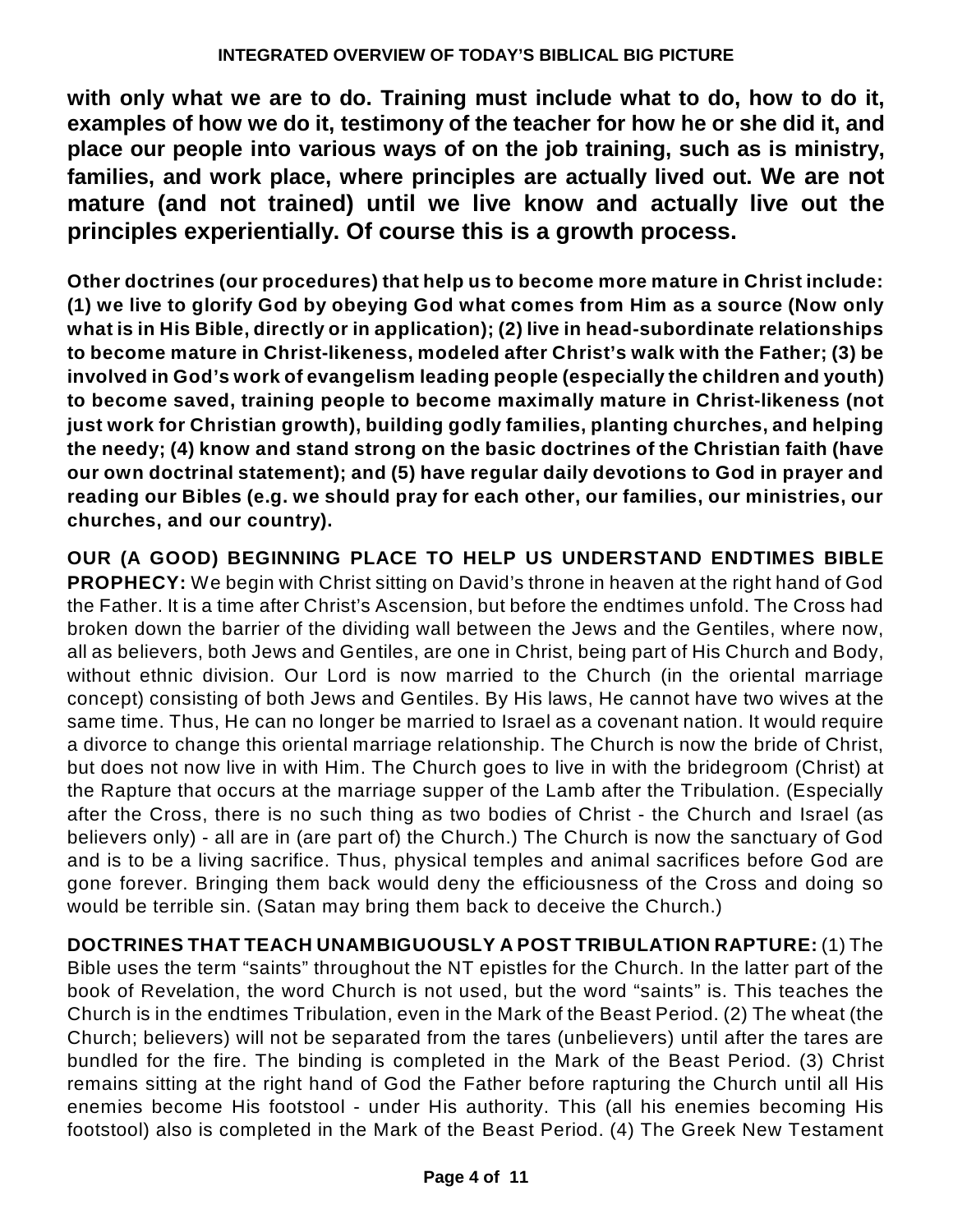**with only what we are to do. Training must include what to do, how to do it, examples of how we do it, testimony of the teacher for how he or she did it, and place our people into various ways of on the job training, such as is ministry, families, and work place, where principles are actually lived out. We are not mature (and not trained) until we live know and actually live out the principles experientially. Of course this is a growth process.**

**Other doctrines (our procedures) that help us to become more mature in Christ include: (1) we live to glorify God by obeying God what comes from Him as a source (Now only what is in His Bible, directly or in application); (2) live in head-subordinate relationships to become mature in Christ-likeness, modeled after Christ's walk with the Father; (3) be involved in God's work of evangelism leading people (especially the children and youth) to become saved, training people to become maximally mature in Christ-likeness (not just work for Christian growth), building godly families, planting churches, and helping the needy; (4) know and stand strong on the basic doctrines of the Christian faith (have our own doctrinal statement); and (5) have regular daily devotions to God in prayer and reading our Bibles (e.g. we should pray for each other, our families, our ministries, our churches, and our country).**

**OUR (A GOOD) BEGINNING PLACE TO HELP US UNDERSTAND ENDTIMES BIBLE PROPHECY:** We begin with Christ sitting on David's throne in heaven at the right hand of God the Father. It is a time after Christ's Ascension, but before the endtimes unfold. The Cross had broken down the barrier of the dividing wall between the Jews and the Gentiles, where now, all as believers, both Jews and Gentiles, are one in Christ, being part of His Church and Body, without ethnic division. Our Lord is now married to the Church (in the oriental marriage concept) consisting of both Jews and Gentiles. By His laws, He cannot have two wives at the same time. Thus, He can no longer be married to Israel as a covenant nation. It would require a divorce to change this oriental marriage relationship. The Church is now the bride of Christ, but does not now live in with Him. The Church goes to live in with the bridegroom (Christ) at the Rapture that occurs at the marriage supper of the Lamb after the Tribulation. (Especially after the Cross, there is no such thing as two bodies of Christ - the Church and Israel (as believers only) - all are in (are part of) the Church.) The Church is now the sanctuary of God and is to be a living sacrifice. Thus, physical temples and animal sacrifices before God are gone forever. Bringing them back would deny the efficiousness of the Cross and doing so would be terrible sin. (Satan may bring them back to deceive the Church.)

**DOCTRINES THAT TEACH UNAMBIGUOUSLY A POST TRIBULATION RAPTURE:** (1) The Bible uses the term "saints" throughout the NT epistles for the Church. In the latter part of the book of Revelation, the word Church is not used, but the word "saints" is. This teaches the Church is in the endtimes Tribulation, even in the Mark of the Beast Period. (2) The wheat (the Church; believers) will not be separated from the tares (unbelievers) until after the tares are bundled for the fire. The binding is completed in the Mark of the Beast Period. (3) Christ remains sitting at the right hand of God the Father before rapturing the Church until all His enemies become His footstool - under His authority. This (all his enemies becoming His footstool) also is completed in the Mark of the Beast Period. (4) The Greek New Testament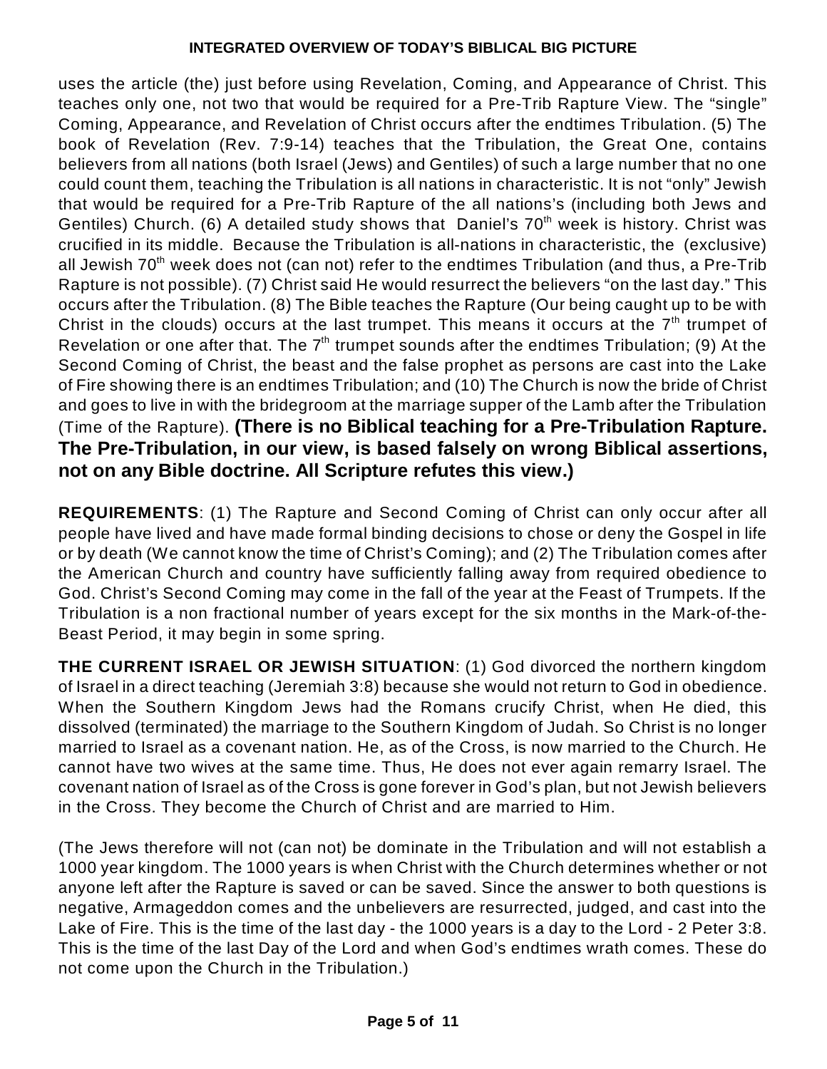uses the article (the) just before using Revelation, Coming, and Appearance of Christ. This teaches only one, not two that would be required for a Pre-Trib Rapture View. The "single" Coming, Appearance, and Revelation of Christ occurs after the endtimes Tribulation. (5) The book of Revelation (Rev. 7:9-14) teaches that the Tribulation, the Great One, contains believers from all nations (both Israel (Jews) and Gentiles) of such a large number that no one could count them, teaching the Tribulation is all nations in characteristic. It is not "only" Jewish that would be required for a Pre-Trib Rapture of the all nations's (including both Jews and Gentiles) Church. (6) A detailed study shows that Daniel's 70th week is history. Christ was crucified in its middle. Because the Tribulation is all-nations in characteristic, the (exclusive) all Jewish 70th week does not (can not) refer to the endtimes Tribulation (and thus, a Pre-Trib Rapture is not possible). (7) Christ said He would resurrect the believers "on the last day." This occurs after the Tribulation. (8) The Bible teaches the Rapture (Our being caught up to be with Christ in the clouds) occurs at the last trumpet. This means it occurs at the 7th trumpet of Revelation or one after that. The 7th trumpet sounds after the endtimes Tribulation; (9) At the Second Coming of Christ, the beast and the false prophet as persons are cast into the Lake of Fire showing there is an endtimes Tribulation; and (10) The Church is now the bride of Christ and goes to live in with the bridegroom at the marriage supper of the Lamb after the Tribulation (Time of the Rapture). **(There is no Biblical teaching for a Pre-Tribulation Rapture. The Pre-Tribulation, in our view, is based falsely on wrong Biblical assertions, not on any Bible doctrine. All Scripture refutes this view.)**

**REQUIREMENTS**: (1) The Rapture and Second Coming of Christ can only occur after all people have lived and have made formal binding decisions to chose or deny the Gospel in life or by death (We cannot know the time of Christ's Coming); and (2) The Tribulation comes after the American Church and country have sufficiently falling away from required obedience to God. Christ's Second Coming may come in the fall of the year at the Feast of Trumpets. If the Tribulation is a non fractional number of years except for the six months in the Mark-of-the-Beast Period, it may begin in some spring.

**THE CURRENT ISRAEL OR JEWISH SITUATION**: (1) God divorced the northern kingdom of Israel in a direct teaching (Jeremiah 3:8) because she would not return to God in obedience. When the Southern Kingdom Jews had the Romans crucify Christ, when He died, this dissolved (terminated) the marriage to the Southern Kingdom of Judah. So Christ is no longer married to Israel as a covenant nation. He, as of the Cross, is now married to the Church. He cannot have two wives at the same time. Thus, He does not ever again remarry Israel. The covenant nation of Israel as of the Cross is gone forever in God's plan, but not Jewish believers in the Cross. They become the Church of Christ and are married to Him.

(The Jews therefore will not (can not) be dominate in the Tribulation and will not establish a 1000 year kingdom. The 1000 years is when Christ with the Church determines whether or not anyone left after the Rapture is saved or can be saved. Since the answer to both questions is negative, Armageddon comes and the unbelievers are resurrected, judged, and cast into the Lake of Fire. This is the time of the last day - the 1000 years is a day to the Lord - 2 Peter 3:8. This is the time of the last Day of the Lord and when God's endtimes wrath comes. These do not come upon the Church in the Tribulation.)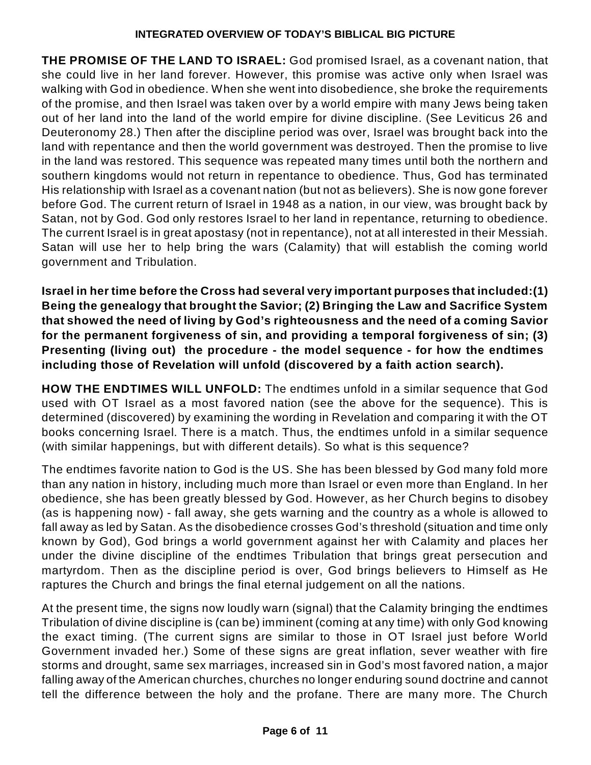**THE PROMISE OF THE LAND TO ISRAEL:** God promised Israel, as a covenant nation, that she could live in her land forever. However, this promise was active only when Israel was walking with God in obedience. When she went into disobedience, she broke the requirements of the promise, and then Israel was taken over by a world empire with many Jews being taken out of her land into the land of the world empire for divine discipline. (See Leviticus 26 and Deuteronomy 28.) Then after the discipline period was over, Israel was brought back into the land with repentance and then the world government was destroyed. Then the promise to live in the land was restored. This sequence was repeated many times until both the northern and southern kingdoms would not return in repentance to obedience. Thus, God has terminated His relationship with Israel as a covenant nation (but not as believers). She is now gone forever before God. The current return of Israel in 1948 as a nation, in our view, was brought back by Satan, not by God. God only restores Israel to her land in repentance, returning to obedience. The current Israel is in great apostasy (not in repentance), not at all interested in their Messiah. Satan will use her to help bring the wars (Calamity) that will establish the coming world government and Tribulation.

**Israel in her time before the Cross had several very important purposes that included:(1) Being the genealogy that brought the Savior; (2) Bringing the Law and Sacrifice System that showed the need of living by God's righteousness and the need of a coming Savior for the permanent forgiveness of sin, and providing a temporal forgiveness of sin; (3) Presenting (living out) the procedure - the model sequence - for how the endtimes including those of Revelation will unfold (discovered by a faith action search).**

**HOW THE ENDTIMES WILL UNFOLD:** The endtimes unfold in a similar sequence that God used with OT Israel as a most favored nation (see the above for the sequence). This is determined (discovered) by examining the wording in Revelation and comparing it with the OT books concerning Israel. There is a match. Thus, the endtimes unfold in a similar sequence (with similar happenings, but with different details). So what is this sequence?

The endtimes favorite nation to God is the US. She has been blessed by God many fold more than any nation in history, including much more than Israel or even more than England. In her obedience, she has been greatly blessed by God. However, as her Church begins to disobey (as is happening now) - fall away, she gets warning and the country as a whole is allowed to fall away as led by Satan. As the disobedience crosses God's threshold (situation and time only known by God), God brings a world government against her with Calamity and places her under the divine discipline of the endtimes Tribulation that brings great persecution and martyrdom. Then as the discipline period is over, God brings believers to Himself as He raptures the Church and brings the final eternal judgement on all the nations.

At the present time, the signs now loudly warn (signal) that the Calamity bringing the endtimes Tribulation of divine discipline is (can be) imminent (coming at any time) with only God knowing the exact timing. (The current signs are similar to those in OT Israel just before World Government invaded her.) Some of these signs are great inflation, sever weather with fire storms and drought, same sex marriages, increased sin in God's most favored nation, a major falling away of the American churches, churches no longer enduring sound doctrine and cannot tell the difference between the holy and the profane. There are many more. The Church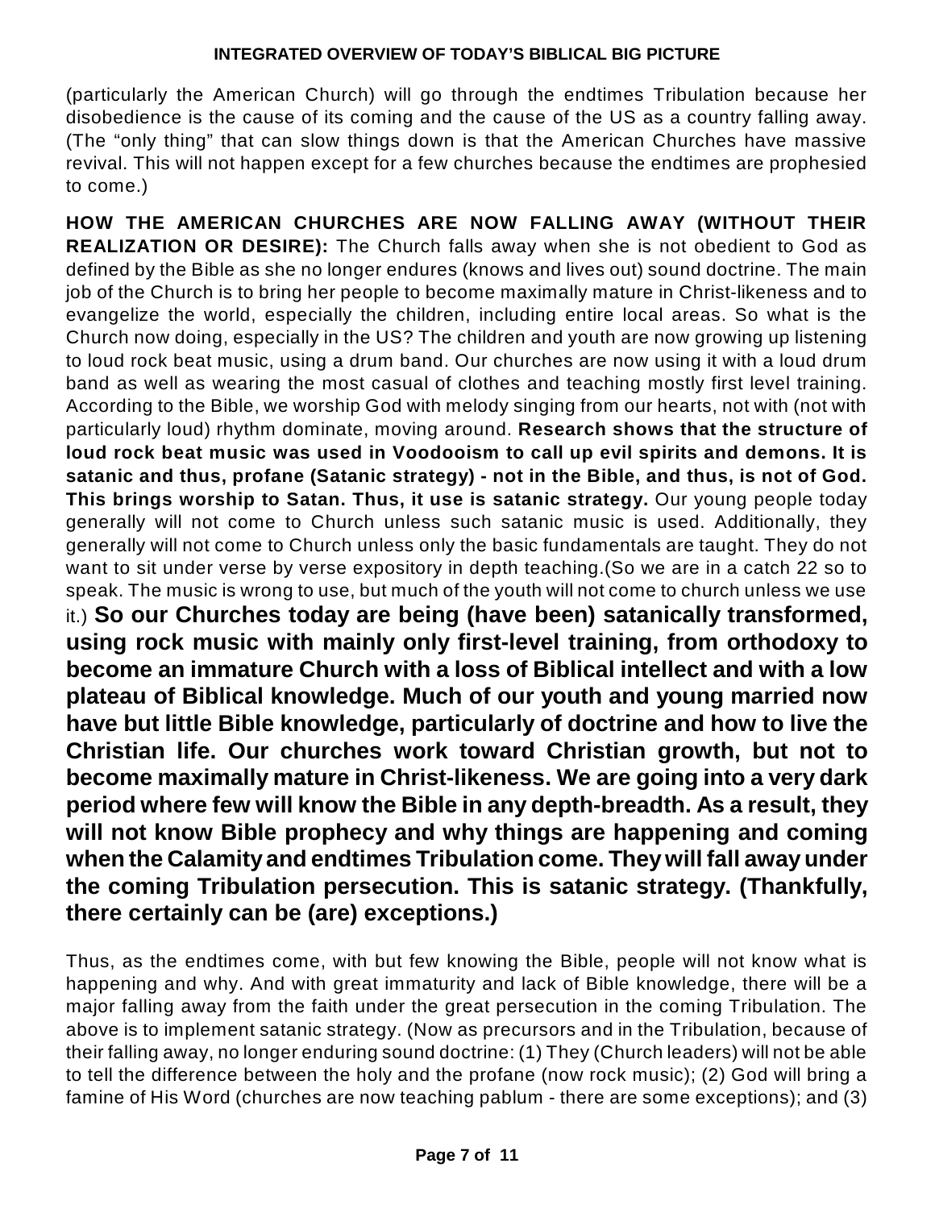(particularly the American Church) will go through the endtimes Tribulation because her disobedience is the cause of its coming and the cause of the US as a country falling away. (The "only thing" that can slow things down is that the American Churches have massive revival. This will not happen except for a few churches because the endtimes are prophesied to come.)

**HOW THE AMERICAN CHURCHES ARE NOW FALLING AWAY (WITHOUT THEIR REALIZATION OR DESIRE):** The Church falls away when she is not obedient to God as defined by the Bible as she no longer endures (knows and lives out) sound doctrine. The main job of the Church is to bring her people to become maximally mature in Christ-likeness and to evangelize the world, especially the children, including entire local areas. So what is the Church now doing, especially in the US? The children and youth are now growing up listening to loud rock beat music, using a drum band. Our churches are now using it with a loud drum band as well as wearing the most casual of clothes and teaching mostly first level training. According to the Bible, we worship God with melody singing from our hearts, not with (not with particularly loud) rhythm dominate, moving around. **Research shows that the structure of loud rock beat music was used in Voodooism to call up evil spirits and demons. It is satanic and thus, profane (Satanic strategy) - not in the Bible, and thus, is not of God. This brings worship to Satan. Thus, it use is satanic strategy.** Our young people today generally will not come to Church unless such satanic music is used. Additionally, they generally will not come to Church unless only the basic fundamentals are taught. They do not want to sit under verse by verse expository in depth teaching.(So we are in a catch 22 so to speak. The music is wrong to use, but much of the youth will not come to church unless we use it.) **So our Churches today are being (have been) satanically transformed, using rock music with mainly only first-level training, from orthodoxy to become an immature Church with a loss of Biblical intellect and with a low plateau of Biblical knowledge. Much of our youth and young married now have but little Bible knowledge, particularly of doctrine and how to live the Christian life. Our churches work toward Christian growth, but not to become maximally mature in Christ-likeness. We are going into a very dark period where few will know the Bible in any depth-breadth. As a result, they will not know Bible prophecy and why things are happening and coming when the Calamity and endtimes Tribulation come. They will fall away under the coming Tribulation persecution. This is satanic strategy. (Thankfully, there certainly can be (are) exceptions.)**

Thus, as the endtimes come, with but few knowing the Bible, people will not know what is happening and why. And with great immaturity and lack of Bible knowledge, there will be a major falling away from the faith under the great persecution in the coming Tribulation. The above is to implement satanic strategy. (Now as precursors and in the Tribulation, because of their falling away, no longer enduring sound doctrine: (1) They (Church leaders) will not be able to tell the difference between the holy and the profane (now rock music); (2) God will bring a famine of His Word (churches are now teaching pablum - there are some exceptions); and (3)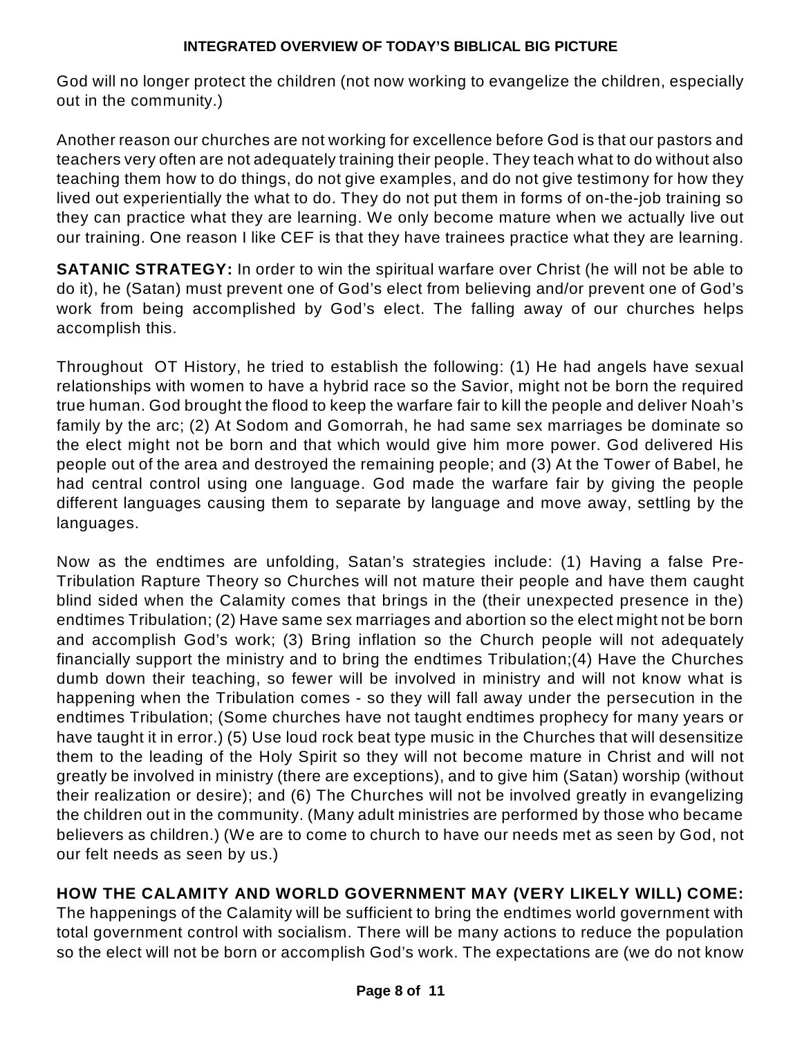God will no longer protect the children (not now working to evangelize the children, especially out in the community.)

Another reason our churches are not working for excellence before God is that our pastors and teachers very often are not adequately training their people. They teach what to do without also teaching them how to do things, do not give examples, and do not give testimony for how they lived out experientially the what to do. They do not put them in forms of on-the-job training so they can practice what they are learning. We only become mature when we actually live out our training. One reason I like CEF is that they have trainees practice what they are learning.

**SATANIC STRATEGY:** In order to win the spiritual warfare over Christ (he will not be able to do it), he (Satan) must prevent one of God's elect from believing and/or prevent one of God's work from being accomplished by God's elect. The falling away of our churches helps accomplish this.

Throughout OT History, he tried to establish the following: (1) He had angels have sexual relationships with women to have a hybrid race so the Savior, might not be born the required true human. God brought the flood to keep the warfare fair to kill the people and deliver Noah's family by the arc; (2) At Sodom and Gomorrah, he had same sex marriages be dominate so the elect might not be born and that which would give him more power. God delivered His people out of the area and destroyed the remaining people; and (3) At the Tower of Babel, he had central control using one language. God made the warfare fair by giving the people different languages causing them to separate by language and move away, settling by the languages.

Now as the endtimes are unfolding, Satan's strategies include: (1) Having a false Pre-Tribulation Rapture Theory so Churches will not mature their people and have them caught blind sided when the Calamity comes that brings in the (their unexpected presence in the) endtimes Tribulation; (2) Have same sex marriages and abortion so the elect might not be born and accomplish God's work; (3) Bring inflation so the Church people will not adequately financially support the ministry and to bring the endtimes Tribulation;(4) Have the Churches dumb down their teaching, so fewer will be involved in ministry and will not know what is happening when the Tribulation comes - so they will fall away under the persecution in the endtimes Tribulation; (Some churches have not taught endtimes prophecy for many years or have taught it in error.) (5) Use loud rock beat type music in the Churches that will desensitize them to the leading of the Holy Spirit so they will not become mature in Christ and will not greatly be involved in ministry (there are exceptions), and to give him (Satan) worship (without their realization or desire); and (6) The Churches will not be involved greatly in evangelizing the children out in the community. (Many adult ministries are performed by those who became believers as children.) (We are to come to church to have our needs met as seen by God, not our felt needs as seen by us.)

**HOW THE CALAMITY AND WORLD GOVERNMENT MAY (VERY LIKELY WILL) COME:**
The happenings of the Calamity will be sufficient to bring the endtimes world government with total government control with socialism. There will be many actions to reduce the population so the elect will not be born or accomplish God's work. The expectations are (we do not know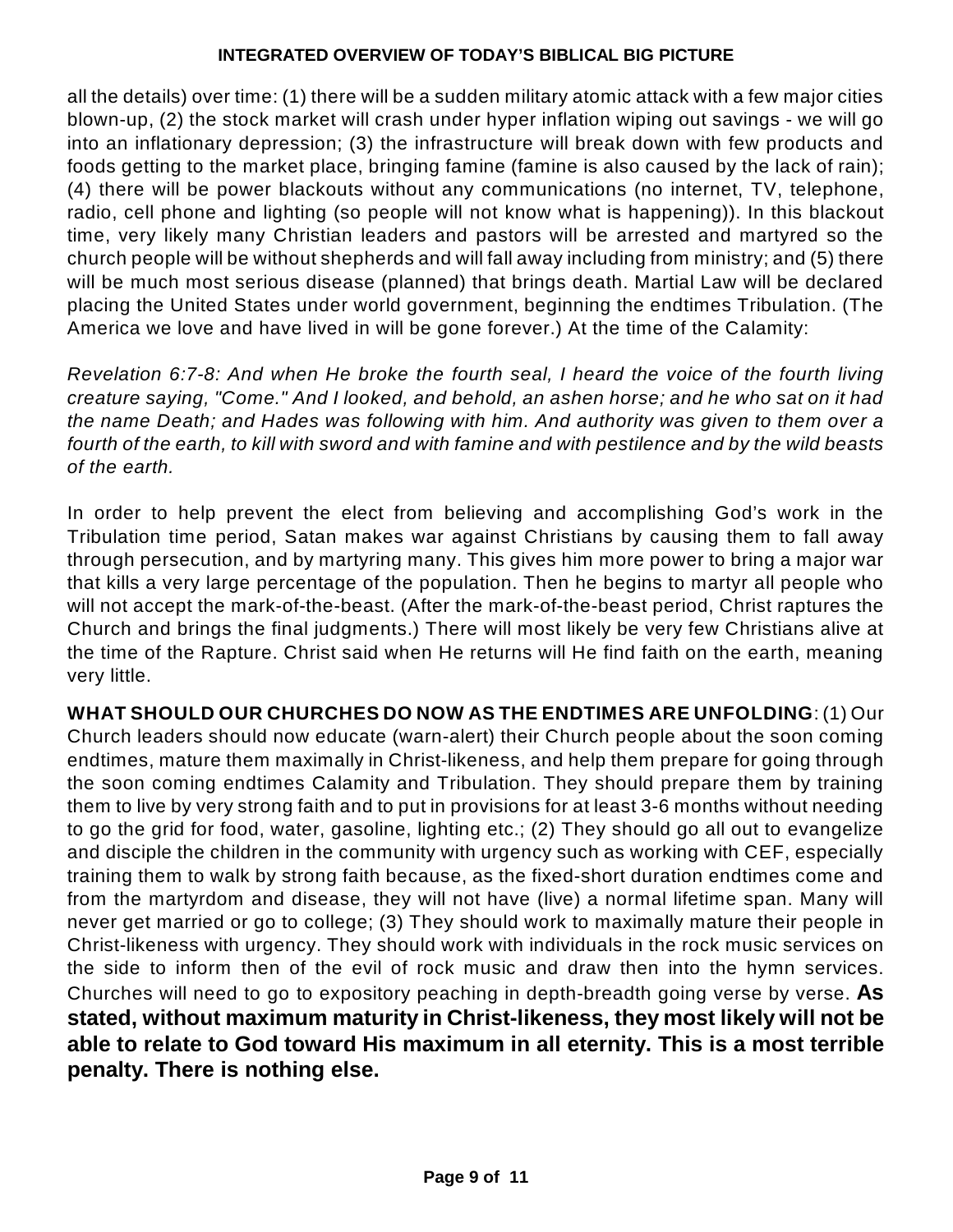all the details) over time: (1) there will be a sudden military atomic attack with a few major cities blown-up, (2) the stock market will crash under hyper inflation wiping out savings - we will go into an inflationary depression; (3) the infrastructure will break down with few products and foods getting to the market place, bringing famine (famine is also caused by the lack of rain); (4) there will be power blackouts without any communications (no internet, TV, telephone, radio, cell phone and lighting (so people will not know what is happening)). In this blackout time, very likely many Christian leaders and pastors will be arrested and martyred so the church people will be without shepherds and will fall away including from ministry; and (5) there will be much most serious disease (planned) that brings death. Martial Law will be declared placing the United States under world government, beginning the endtimes Tribulation. (The America we love and have lived in will be gone forever.) At the time of the Calamity:

*Revelation 6:7-8: And when He broke the fourth seal, I heard the voice of the fourth living creature saying, "Come." And I looked, and behold, an ashen horse; and he who sat on it had the name Death; and Hades was following with him. And authority was given to them over a fourth of the earth, to kill with sword and with famine and with pestilence and by the wild beasts of the earth.*

In order to help prevent the elect from believing and accomplishing God's work in the Tribulation time period, Satan makes war against Christians by causing them to fall away through persecution, and by martyring many. This gives him more power to bring a major war that kills a very large percentage of the population. Then he begins to martyr all people who will not accept the mark-of-the-beast. (After the mark-of-the-beast period, Christ raptures the Church and brings the final judgments.) There will most likely be very few Christians alive at the time of the Rapture. Christ said when He returns will He find faith on the earth, meaning very little.

**WHAT SHOULD OUR CHURCHES DO NOW AS THE ENDTIMES ARE UNFOLDING**: (1) Our Church leaders should now educate (warn-alert) their Church people about the soon coming endtimes, mature them maximally in Christ-likeness, and help them prepare for going through the soon coming endtimes Calamity and Tribulation. They should prepare them by training them to live by very strong faith and to put in provisions for at least 3-6 months without needing to go the grid for food, water, gasoline, lighting etc.; (2) They should go all out to evangelize and disciple the children in the community with urgency such as working with CEF, especially training them to walk by strong faith because, as the fixed-short duration endtimes come and from the martyrdom and disease, they will not have (live) a normal lifetime span. Many will never get married or go to college; (3) They should work to maximally mature their people in Christ-likeness with urgency. They should work with individuals in the rock music services on the side to inform then of the evil of rock music and draw then into the hymn services. Churches will need to go to expository peaching in depth-breadth going verse by verse. **As stated, without maximum maturity in Christ-likeness, they most likely will not be able to relate to God toward His maximum in all eternity. This is a most terrible penalty. There is nothing else.**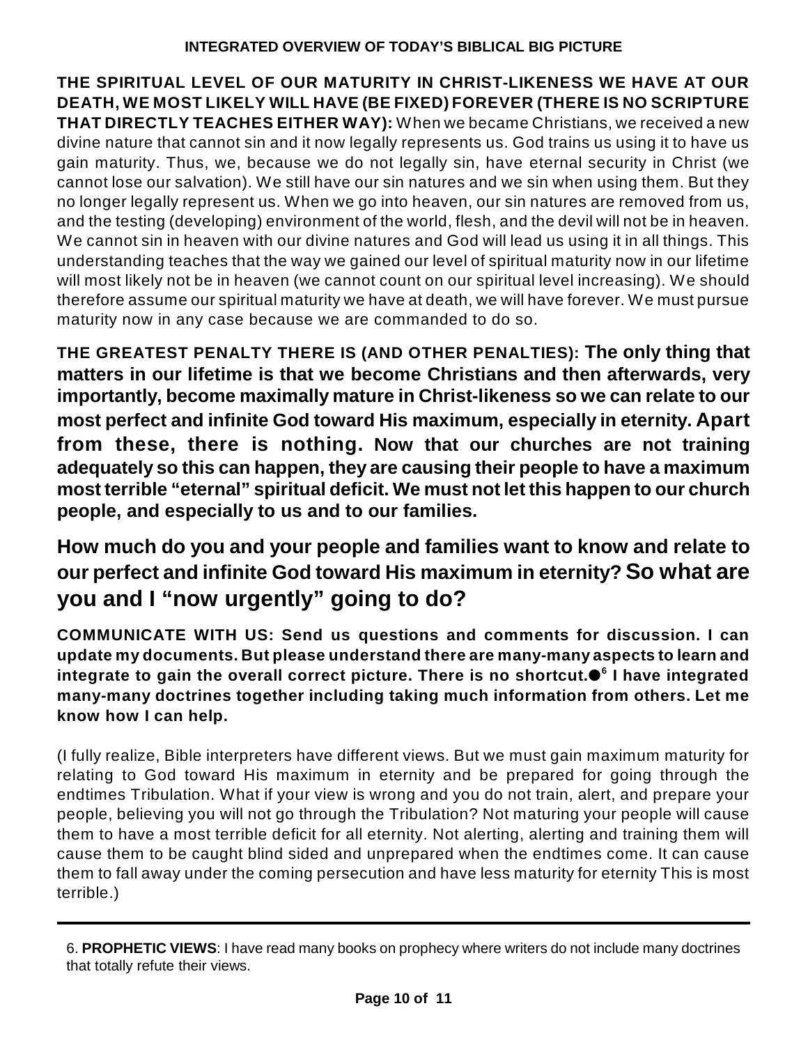**THE SPIRITUAL LEVEL OF OUR MATURITY IN CHRIST-LIKENESS WE HAVE AT OUR DEATH, WE MOST LIKELY WILL HAVE (BE FIXED) FOREVER (THERE IS NO SCRIPTURE THAT DIRECTLY TEACHES EITHER WAY):** When we became Christians, we received a new divine nature that cannot sin and it now legally represents us. God trains us using it to have us gain maturity. Thus, we, because we do not legally sin, have eternal security in Christ (we cannot lose our salvation). We still have our sin natures and we sin when using them. But they no longer legally represent us. When we go into heaven, our sin natures are removed from us, and the testing (developing) environment of the world, flesh, and the devil will not be in heaven. We cannot sin in heaven with our divine natures and God will lead us using it in all things. This understanding teaches that the way we gained our level of spiritual maturity now in our lifetime will most likely not be in heaven (we cannot count on our spiritual level increasing). We should therefore assume our spiritual maturity we have at death, we will have forever. We must pursue maturity now in any case because we are commanded to do so.

**THE GREATEST PENALTY THERE IS (AND OTHER PENALTIES): The only thing that matters in our lifetime is that we become Christians and then afterwards, very importantly, become maximally mature in Christ-likeness so we can relate to our most perfect and infinite God toward His maximum, especially in eternity. Apart from these, there is nothing. Now that our churches are not training adequately so this can happen, they are causing their people to have a maximum most terrible "eternal" spiritual deficit. We must not let this happen to our church people, and especially to us and to our families.**

## How much do you and your people and families want to know and relate to our perfect and infinite God toward His maximum in eternity? So what are you and I "now urgently" going to do?

**COMMUNICATE WITH US: Send us questions and comments for discussion. I can update my documents. But please understand there are many-many aspects to learn and integrate to gain the overall correct picture. There is no shortcut.●[6] I have integrated many-many doctrines together including taking much information from others. Let me know how I can help.**

(I fully realize, Bible interpreters have different views. But we must gain maximum maturity for relating to God toward His maximum in eternity and be prepared for going through the endtimes Tribulation. What if your view is wrong and you do not train, alert, and prepare your people, believing you will not go through the Tribulation? Not maturing your people will cause them to have a most terrible deficit for all eternity. Not alerting, alerting and training them will cause them to be caught blind sided and unprepared when the endtimes come. It can cause them to fall away under the coming persecution and have less maturity for eternity This is most terrible.)

---

6. **PROPHETIC VIEWS**: I have read many books on prophecy where writers do not include many doctrines that totally refute their views.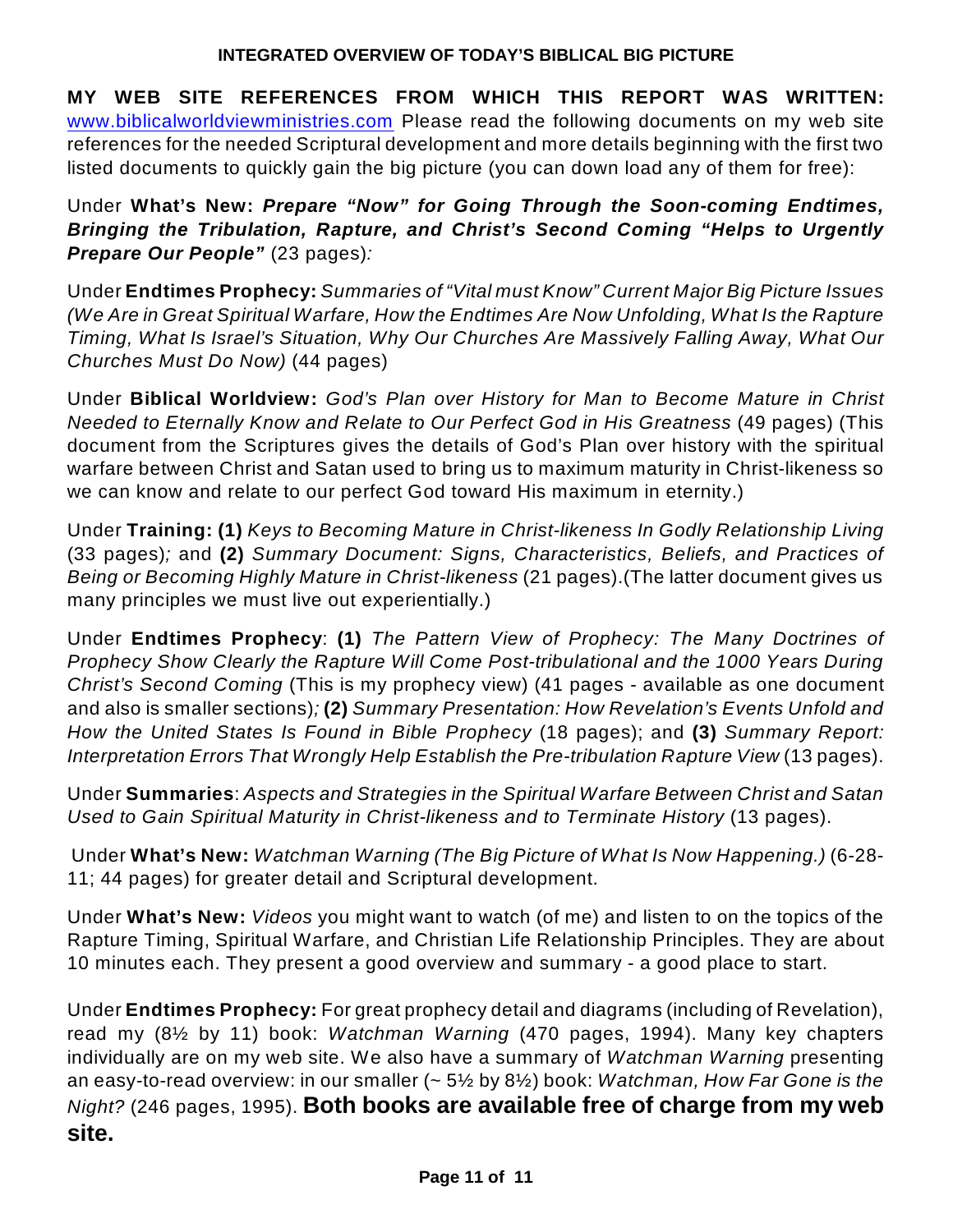**MY WEB SITE REFERENCES FROM WHICH THIS REPORT WAS WRITTEN:** www.biblicalworldviewministries.com Please read the following documents on my web site references for the needed Scriptural development and more details beginning with the first two listed documents to quickly gain the big picture (you can down load any of them for free):

Under **What's New:** ***Prepare "Now" for Going Through the Soon-coming Endtimes, Bringing the Tribulation, Rapture, and Christ's Second Coming "Helps to Urgently Prepare Our People"*** (23 pages)*:*

Under **Endtimes Prophecy:** *Summaries of "Vital must Know" Current Major Big Picture Issues (We Are in Great Spiritual Warfare, How the Endtimes Are Now Unfolding, What Is the Rapture Timing, What Is Israel's Situation, Why Our Churches Are Massively Falling Away, What Our Churches Must Do Now)* (44 pages)

Under **Biblical Worldview:** *God's Plan over History for Man to Become Mature in Christ Needed to Eternally Know and Relate to Our Perfect God in His Greatness* (49 pages) (This document from the Scriptures gives the details of God's Plan over history with the spiritual warfare between Christ and Satan used to bring us to maximum maturity in Christ-likeness so we can know and relate to our perfect God toward His maximum in eternity.)

Under **Training: (1)** *Keys to Becoming Mature in Christ-likeness In Godly Relationship Living* (33 pages)*;* and **(2)** *Summary Document: Signs, Characteristics, Beliefs, and Practices of Being or Becoming Highly Mature in Christ-likeness* (21 pages).(The latter document gives us many principles we must live out experientially.)

Under **Endtimes Prophecy**: **(1)** *The Pattern View of Prophecy: The Many Doctrines of Prophecy Show Clearly the Rapture Will Come Post-tribulational and the 1000 Years During Christ's Second Coming* (This is my prophecy view) (41 pages - available as one document and also is smaller sections)*;* **(2)** *Summary Presentation: How Revelation's Events Unfold and How the United States Is Found in Bible Prophecy* (18 pages); and **(3)** *Summary Report: Interpretation Errors That Wrongly Help Establish the Pre-tribulation Rapture View* (13 pages).

Under **Summaries**: *Aspects and Strategies in the Spiritual Warfare Between Christ and Satan Used to Gain Spiritual Maturity in Christ-likeness and to Terminate History* (13 pages).

Under **What's New:** *Watchman Warning (The Big Picture of What Is Now Happening.)* (6-28-11; 44 pages) for greater detail and Scriptural development.

Under **What's New:** *Videos* you might want to watch (of me) and listen to on the topics of the Rapture Timing, Spiritual Warfare, and Christian Life Relationship Principles. They are about 10 minutes each. They present a good overview and summary - a good place to start.

Under **Endtimes Prophecy:** For great prophecy detail and diagrams (including of Revelation), read my (8½ by 11) book: *Watchman Warning* (470 pages, 1994). Many key chapters individually are on my web site. We also have a summary of *Watchman Warning* presenting an easy-to-read overview: in our smaller (~ 5½ by 8½) book: *Watchman, How Far Gone is the Night?* (246 pages, 1995). **Both books are available free of charge from my web site.**